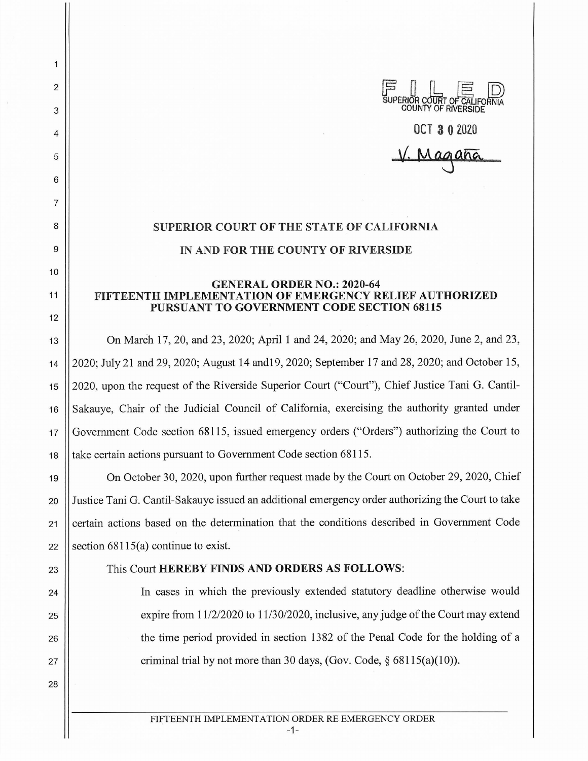FILED
SUPERIOR COURT OF CALIFORNIA
COUNTY OF RIVERSIDE

OCT 30 2020

V. Magaña

**SUPERIOR COURT OF THE STATE OF CALIFORNIA**

**IN AND FOR THE COUNTY OF RIVERSIDE**

**GENERAL ORDER NO.: 2020-64**
**FIFTEENTH IMPLEMENTATION OF EMERGENCY RELIEF AUTHORIZED PURSUANT TO GOVERNMENT CODE SECTION 68115**

On March 17, 20, and 23, 2020; April 1 and 24, 2020; and May 26, 2020, June 2, and 23, 2020; July 21 and 29, 2020; August 14 and19, 2020; September 17 and 28, 2020; and October 15, 2020, upon the request of the Riverside Superior Court ("Court"), Chief Justice Tani G. Cantil-Sakauye, Chair of the Judicial Council of California, exercising the authority granted under Government Code section 68115, issued emergency orders ("Orders") authorizing the Court to take certain actions pursuant to Government Code section 68115.

On October 30, 2020, upon further request made by the Court on October 29, 2020, Chief Justice Tani G. Cantil-Sakauye issued an additional emergency order authorizing the Court to take certain actions based on the determination that the conditions described in Government Code section 68115(a) continue to exist.

This Court **HEREBY FINDS AND ORDERS AS FOLLOWS**:

In cases in which the previously extended statutory deadline otherwise would expire from 11/2/2020 to 11/30/2020, inclusive, any judge of the Court may extend the time period provided in section 1382 of the Penal Code for the holding of a criminal trial by not more than 30 days, (Gov. Code, § 68115(a)(10)).

FIFTEENTH IMPLEMENTATION ORDER RE EMERGENCY ORDER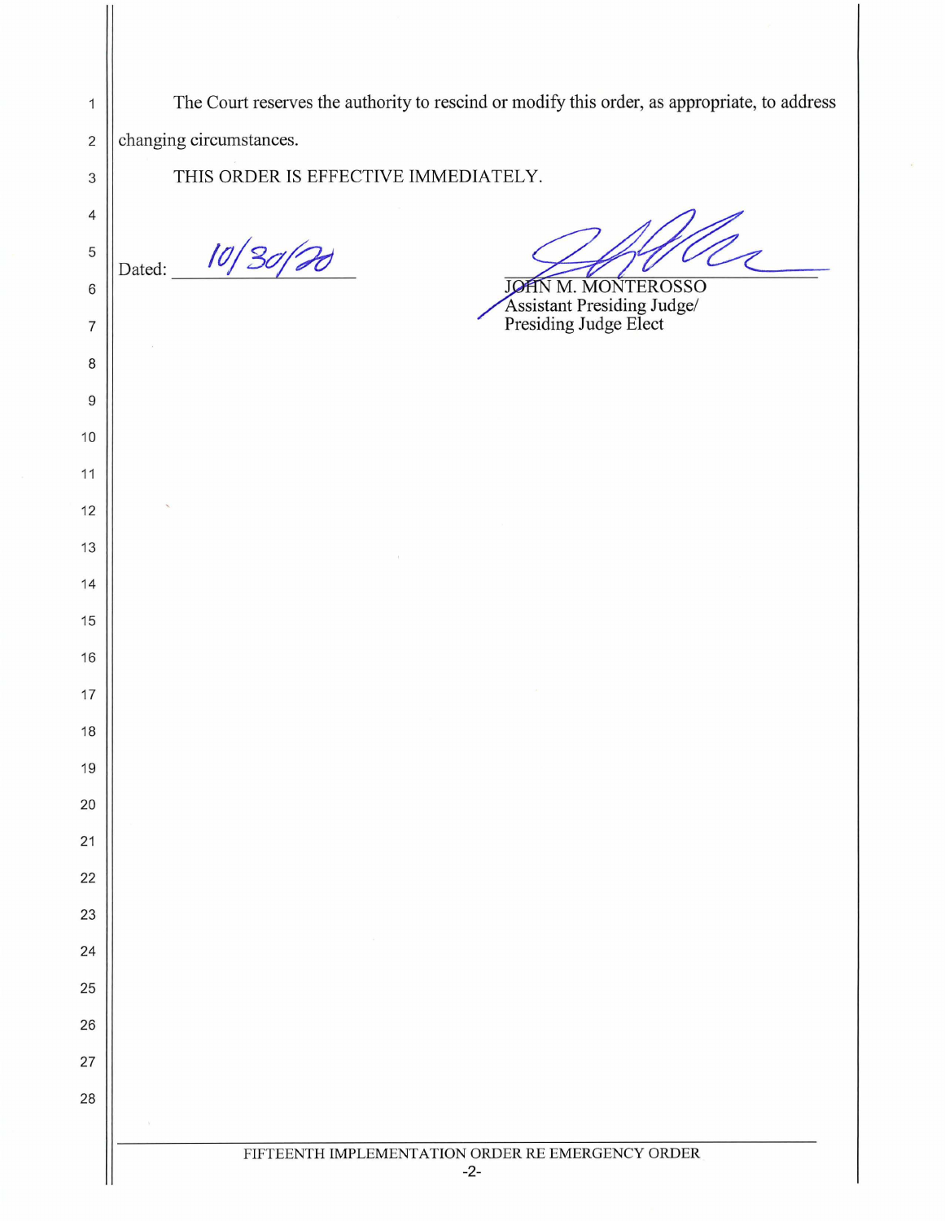The Court reserves the authority to rescind or modify this order, as appropriate, to address changing circumstances.

THIS ORDER IS EFFECTIVE IMMEDIATELY.

Dated: 10/30/20

JOHN M. MONTEROSSO
Assistant Presiding Judge/
Presiding Judge Elect